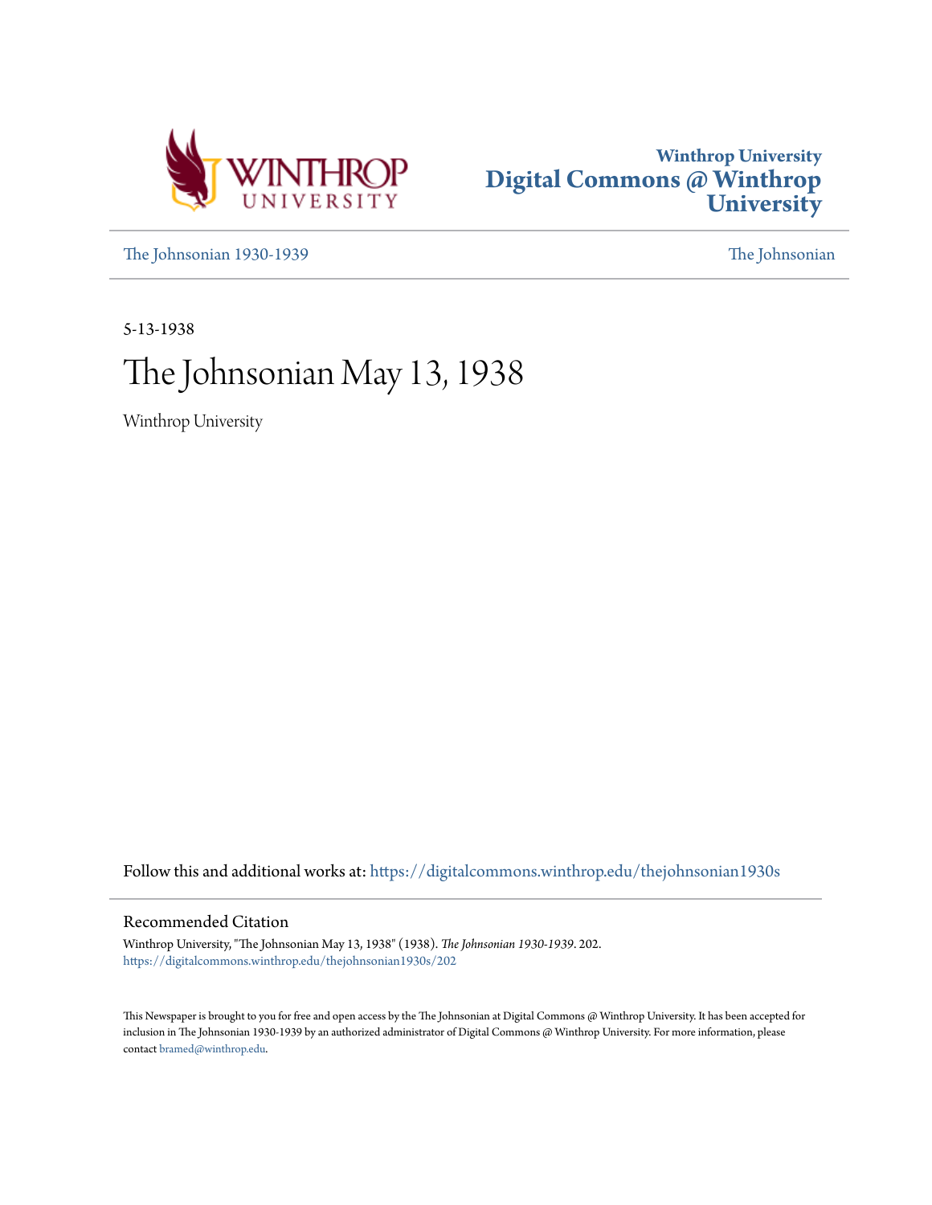Winthrop University
Digital Commons @ Winthrop University

The Johnsonian 1930-1939 | The Johnsonian

5-13-1938

# The Johnsonian May 13, 1938

Winthrop University

Follow this and additional works at: https://digitalcommons.winthrop.edu/thejohnsonian1930s

## Recommended Citation

Winthrop University, "The Johnsonian May 13, 1938" (1938). *The Johnsonian 1930-1939*. 202.
https://digitalcommons.winthrop.edu/thejohnsonian1930s/202

This Newspaper is brought to you for free and open access by the The Johnsonian at Digital Commons @ Winthrop University. It has been accepted for inclusion in The Johnsonian 1930-1939 by an authorized administrator of Digital Commons @ Winthrop University. For more information, please contact bramed@winthrop.edu.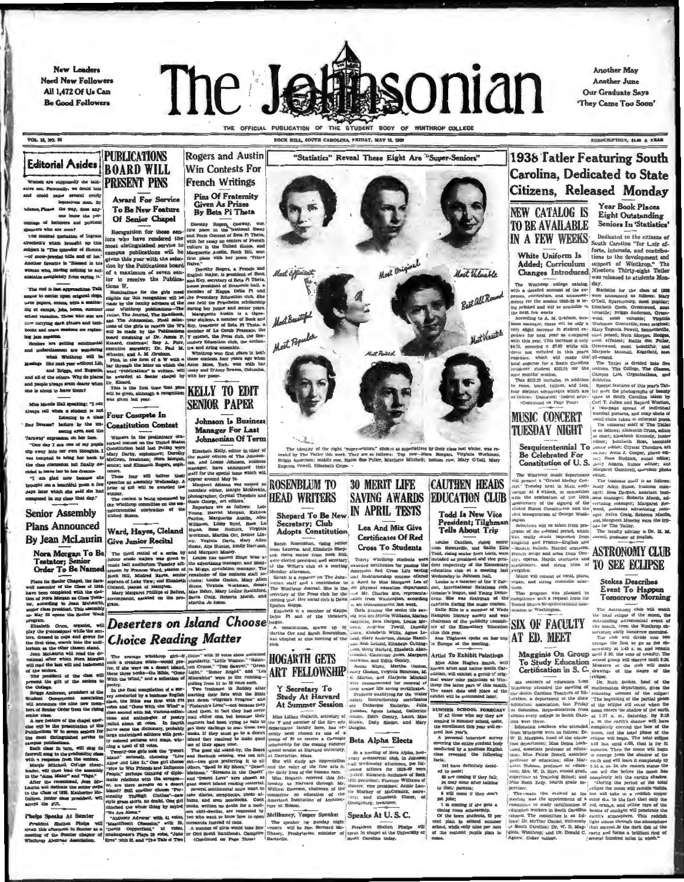New Leaders Need New Followers All 1,472 Of Us Can Be Good Followers

# The Johnsonian

Another May Another June Our Graduate Says 'They Came Too Soon'

THE OFFICIAL PUBLICATION OF THE STUDENT BODY OF WINTHROP COLLEGE

ROCK HILL, SOUTH CAROLINA, FRIDAY, MAY 12, 1939

## Editorial Asides

Women are supposedly the talkative sex. Personally, we doubt this and could name several overly loquacious men. By silence, Please the way, does anyone know the percentage of lecturers and political speakers who are men?

The musical quotation of Ingram Crockett's which brought up this subject is "The splendor of Silence,—of snow-jeweled hills and of ice." Another favorite is "Blessed is the woman who, having nothing to say, abstains completely from saying it."

The end is fast approaching. Talk seems to center upon original diplomas, term papers, exams, with a scattering of camps, jobs, home, summer school vacation. Those who sun are now carrying dark glasses and textbooks and cram sessions are replacing jam sessions.

Seniors are getting sentimental and underclassmen are wondering what Winthrop will be like next year without Lib, and Briggs, and Eugenia, and all of the others. Why do places and people always seem dearer when one is about to leave them?

Miss Meade Hall speaking: "I can always tell when a student is not listening to a class. Day Dreams? lecture by the unseeing eyes and the 'faraway' expression on her face.

"One day I saw one of my pupils slip away into her own thoughts. I was tempted to bring her back to the class discussion but finally decided to leave her to her dreams.

"I am glad now because she brought me a beautiful poem a few days later which she said she had composed in my class that day."

## Senior Assembly Plans Announced By Jean McLaurin

### Nora Morgan To Be Testator; Senior Order To Be Named

Plans for Senior Chapel, the farewell assembly of the Class of 1939, have been completed with the election of Nora Morgan as Class Testator, according to Jean McLaurin, senior class president. This assembly on May 22 opens the Senior Week program.

Elizabeth Crum, organist, will play the processional while the seniors, dressed in caps and gowns for the first time, march into the auditorium as the other classes stand.

Jean McLaurin will read the devotional after which Nora Morgan will read the last will and testament of the seniors.

The president of the class will present the gift of the seniors to the College.

Briggs Anderson, president of the Student Government association, will announce the nine new members of Senior Order from the rising senior class.

A new feature of the chapel exercise will be the presentation of the Publications W to seven seniors for the most distinguished service to campus publications.

Each class in turn will sing its farewell song to the graduating class with a response from the seniors.

Margie Mitchell, College cheerleader, will then lead the assembly in the "Alma Mater" and "Taps."

After the recessional, Jean McLaurin will dedicate the senior steps to the Class of 1939. Katherine McCollum, junior class president, will accept the gift.

### Phelps Speaks At Sumter

President Shelton Phelps will speak this afternoon in Sumter at a meeting of the Sumter chapter of Winthrop Alumnae Association.

## PUBLICATIONS BOARD WILL PRESENT PINS

### Award For Service To Be New Feature Of Senior Chapel

Recognition for those seniors who have rendered the most distinguished service to campus publications will be given this year with the selection by the Publications board of a maximum of seven seniors to receive the Publications W.

Nominations for the girls most eligible for this recognition will be made by the faculty advisers of the four Winthrop publications—The Tatler, The Journal, The Handbook, and The Johnsonian. Final selections of the girls to receive the W's will be made by the Publications board consisting of Dr. James P. Kinard, chairman; Ray A. Furr, executive secretary; Dr. Paul M. Wheeler, and A. M. Graham.

Pins, in the form of a W with a bar through the letter on which the word "publications" is written, will be awarded at Senior chapel by Dr. Kinard.

This is the first time that pins will be given, although a recognition was given last year.

## Four Compete In Constitution Contest

Winners in the preliminary oratorical contest on the United States Constitution held last Friday were Mary Darby, sophomore; Dorothy McCown, freshman; Nora Morgan, senior; and Elizabeth Rogers, sophomore.

These four will deliver their speeches at assembly Wednesday. A prize of $10 will be awarded the winner.

The contest is being sponsored by the Winthrop committee on the sesquicentennial celebration of the United States.

## Ward, Hayes, Cleland Give Junior Recital

The third recital of a series by junior music majors was given in music hall auditorium Tuesday afternoon by Frances Ward, pianist of Rock Hill; Mildred Hayes, senior soprano of Lake View; and Elizabeth Cleland, pianist of Hampton.

Mary Margaret Phillips of Belton, accompanist, assisted on the program.

## Rogers and Austin Win Contests For French Writings

### Pins Of Fraternity Given As Prizes By Beta Pi Theta

Dorothy Rogers, Conway, won first place in the National Essay and Poem Contest of Beta Pi Theta, with her essay on centers of French culture in the United States, and Marguerite Austin, Rock Hill, won first place with her poem "Prize Naive."

Dorothy Rogers, a French and English major, is president of Book and Key, secretary of Beta Pi Theta, house president of Breazeale hall, a member of Kappa Delta Pi and the Secondary Education club. She was held the Friedheim scholarship during her junior and senior years.

Marguerite Austin is a three-year student, a member of Book and Key, treasurer of Beta Pi Theta, a member of Le Cercle Francais, the Y cabinet, the Press club, the Secondary Education club, the orchestra and string ensemble.

Winthrop won first place in both these contests four years ago when Anne Moss, York, won with her essay and D'Arcy Reaves, Columbia, with her poem.

## KELLY TO EDIT SENIOR PAPER

### Johnson Is Business Manager For Last Johnsonian Of Term

Elizabeth Kelly, editor in chief of the senior edition of The Johnsonian, and Louise Johnson, business manager, have announced their staff for the special issue which will appear around May 24.

Margaret Aiken was named as associate editor, Margie McMeekin, photographer; Crystal Theodore and Rosie Cheney, art editors.

Reporters are as follows: Lois Young, Harriet Morgan, Kathleen Purdue, Marguerite Austin, Alice Williamson, Libby Byrd, Rosa Lee Hicks, Rose Rudnick, Virginia Workman, Martha Orr, Esther Lilley, Virginia Davis, Mary Allen Stone, Ala Hunter, Emily Harrison, and Margaret Mosley.

Louise has named Elise Wise as the advertising manager and Martha Moggs, circulation manager. The remainder of the business staff includes: Louise Gaston, Mary Allen Stone, Virginia Workman, Bessie Mae Baker, Mary Louise Rachford, Belva Craig, Roberta Marsh, and Martha Jo Jones.

## "Statistics" Reveal These Eight Are "Super-Seniors"

Most Efficient · Most Original · Most Valuable · Best All Round · Most Beautiful · Most Popular · Most Versatile · Most Poised

The identity of the eight "super-seniors," chosen as superlatives by their class last winter, was revealed by The Tatler this week. They are as follows: Top row—Nora Morgan, Virginia Workman, Briggs Anderson; middle row, Hallie Sue Fuller, Marjorie Mitchell; bottom row, Mary O'Dell, Mary Eugenia Powell, Elizabeth Crum.

## ROSENBLUM TO HEAD WRITERS

### Shepard To Be New Secretary; Club Adopts Constitution

Sarah Rosenblum, rising junior from Laurens, and Elizabeth Shepard, rising senior from Rock Hill, were elected president and secretary of the Writer's club at a meeting Monday afternoon.

Sarah is a reporter on The Johnsonian staff and a contributor to The Winthrop Journal. She is the secretary of the Press club for the coming year. Her social club is Delta Epsilon Kappa.

Elizabeth is a member of Kappa Delta Pi and of the Debater's league.

A constitution, drawn up by Martha Orr and Sarah Rosenblum, was adopted at this meeting of the club.

## 30 MERIT LIFE SAVING AWARDS IN APRIL TESTS

### Lea And Mix Give Certificates Of Red Cross To Students

Thirty Winthrop students were awarded certificates for passing the American Red Cross Life Saving and Instructorship courses offered in April by Miss Margaret Lea of the physical education department and Mr. Charles Mix, representative from Washington, according to an announcement last week.

Girls passing the senior life saving test are Myrtis Williams, Marian Mayfield, Bess Dargan, Louise McLeod, Angeline Tovell, Dorothy Clark, Elizabeth Willis, Agnes Lomax, Mary Anderson, Jennie Hamilton, Ann Leland, Elizabeth Cottingham, Betty Hilliard, Elizabeth Abercrombie, Catherine Jones, Margaret Norwood, and Edith Gentry.

Annie White, Martha Gaston, Mary Gaston, Virginia Simmons, M. E. Martin, and Marjorie Mitchell were recommended for renewal of their senior life saving certificates.

Students qualifying for the water safety instructorship certificates are Catherine Easterlin, Julia Thomas, Agnes Leland, Catherine Moore, Edith Gentry, Laura Mae Moore, Dolly Sledge, and Mary Douglas.

## CAUTHEN HEADS EDUCATION CLUB

### Todd Is New Vice President; Tilghman Tells About Trip

Louise Cauthen, rising senior from Rowesville, and Eallie Ellis Todd, rising senior from Loris, were installed as president and vice president respectively of the Elementary education club at a meeting last Wednesday in Johnson hall.

Louise is a member of the Y Cabinet, International Relations club, Debater's league, and Young Democrats. She was chairman of the cafeteria during the music contest.

Eallie Ellis is a member of Wade Hampton literary society and was chairman of the publicity committee of the Elementary Education club this year.

Ann Tilghman spoke on her trip to Europe at the meeting.

### Artist To Exhibit Paintings

Miss Alice Hughes Smith, well known artist and native South Carolinian, will exhibit a group of original water color paintings at Winthrop the latter part of this month. The exact date and place of the exhibit will be announced later.

## SUMMER SCHOOL FORECAST

If all those who say they are coming to summer school, come, the enrollment this year will exceed last year's.

A personal interview survey covering the entire student body conducted by a business English class revealed the following facts.

141 have definitely decided to come;

60 are coming if they fail;

24 may come after talking to their parents;

6 will come if they don't get jobs;

1 is coming if she gets a dining room scholarship.

Of the town students, 23 per cent plan to attend summer school, while only nine per cent of the resident pupils plan to come.

## HOGARTH GETS ART FELLOWSHIP

### Y Secretary To Study At Harvard At Summer Session

Miss Lillian Hogarth, secretary of the Y and member of the fine arts department faculty here, has recently been chosen as one of a group of 20 to receive a Carnegie scholarship for the coming summer school session at Harvard University, at Cambridge, Mass.

She will study art appreciation and the value of the fine arts in the daily lives of the human race.

Miss Hogarth received this fellowship to Harvard through Mr. William Emerson, chairman of the committee on education of the American Institution of Architecture in Boston.

### McIlhaney, Vesper Speaker

The speaker for Sunday night vespers will be Rev. Bernard McIlhaney, Presbyterian minister of Hartsville.

## Beta Alpha Elects

At a meeting of Beta Alpha, honorary commercial club, in Johnson hall Wednesday afternoon, the following officers for 1939-40 were elected: Elizabeth Anderson of Rock Hill, president; Florence Williams of Sumter, vice president; Annie Laurie Stuckey of McCormick, secretary; and Elizabeth Ulmer, of Orangeburg, treasurer.

## Speaks At U. S. C.

President Shelton Phelps will speak in chapel at the University of South Carolina today.

## Deserters on Island Choose Choice Reading Matter

The average Winthrop girl—if such a creature exists—would prefer, if she were on a desert island, these three books—the Bible, "Gone With the Wind," and a collection of poetry.

In the final compilation of a survey conducted by a business English class, the Bible was first with 171 votes and "Gone With the Wind" a close second with 158. Various collections and anthologies of poetry polled about 45 votes. In fourth place came the dictionary, probably large unabridged editions with pretty colored pictures and maps, claiming a total of 63 votes.

Twenty-one girls took the "Desert Island" seriously, choosing "Live Alone and Like It." One girl chose "How to Win Friends and Influence People," perhaps thinking of diplomatic relations with the savages—or, are there savages on a desert island? Still another chose "Personality Through Clothes"—her style grows slight, no doubt. One girl clinched the whole thing by saying "We Are Alone."

"Anthony Adverse" with 41 votes, "Magnificent Obsession" with 26, "David Copperfield," 22 votes, Shakespeare's Plays 26 votes, "Jane Eyre" with 21, and "The Tale of Two Cities" with 22 votes show sustained popularity. "Little Women," "Robinson Crusoe," "Ben Hur," "Green Light," "Honor Bright" and "Les Miserables" were in the running—polling from 11 to 18 votes each.

Two freshmen in Roddey after starting their lists with the Bible put down "Pilgrim's Progress" and "Plutarch's Lives"—not because they liked them, in fact they had never read either one, but because their teachers had been trying in vain to get their darlings to read these two books. If they must go to a desert island they resolved to make good use of their spare time.

The good old stand-by, the Sears and Roebuck catalog, was not left out—two girls preferring it to all others. "Gold in My Shoes," "Desert Madness," "Streams in the Desert" and "Desert Love" were chosen as good desert island reading material. Several sentimental souls want to take diaries, scrapbooks, photo albums, and even notebooks. Cook books, written no doubt for a modern cliff-dweller, are requested by two who want to know how to open coconuts instead of cans.

A number of girls would take Boy or Girl Scout handbooks. Campfire (Continued on Page Three)

## 1938 Tatler Featuring South Carolina, Dedicated to State Citizens, Released Monday

### Year Book Places Eight Outstanding Seniors In 'Statistics'

Dedicated to the citizens of South Carolina "for their efforts, interests, and contributions to the development and support of Winthrop," the Nineteen Thirty-eight Tatler was released to students Monday.

Statistics for the class of 1939 were announced as follows: Mary O'Dell, Spartanburg, most popular; Elizabeth Crum, Greenwood, most versatile; Briggs Anderson, Greenwood, most valuable; Virginia Workman, Greenville, most original; Mary Eugenia Powell, Bennettsville, most poised; Nora Morgan, Hodges, most efficient; Hallie Sue Fuller, Greenwood, most beautiful; and Marjorie Mitchell, Edgefield, best all-round.

The Tatler is divided into five sections, The College, The Classes, Campus Life, Organizations, and Athletics.

Special features of this year's Tatler were the photographs of beauty spots in South Carolina taken by Carl T. Julien and Bayard Wootten, a two-page spread of individual informal pictures, and snap shots of social clubs taken in informal poses.

The editorial staff of The Tatler is as follows: Elizabeth Crum, editor in chief; Elizabeth Kennedy, junior editor; Elizabeth Rose, associate junior editor; Crystal Theodore, art editor; Anita J. Cooper, photo editor; Rose Rudnick, social editor; Sally Adams, humor editor; and Margaret Gambrell, associate photo editor.

The business staff is as follows: Mary Allen Stone, business manager; Rosa Durham, assistant business manager; Roberta Marsh, advertising manager; Margaret Norwood, assistant advertising manager; Belva Craig, Rebecca Maclin, and Margaret Moseley were the typists for The Tatler.

The faculty adviser is Dr. H. M. Jarrell, professor of English.

## NEW CATALOG IS TO BE AVAILABLE IN A FEW WEEKS

### White Uniform Is Added; Curriculum Changes Introduced

The Winthrop college catalog, with a detailed account of the expenses, curriculum, and announcements for the session 1939-40 is being printed and will be available in the next few weeks.

According to A. M. Graham, business manager, there will be only a very slight increase in student expenses for next year as compared with this year. This increase is only $4.75, covering a $7.50 white silk dress not included in this year's expenses, which will make the total expense for a South Carolina resident student $323.25 for the nine months' session.

This $323.25 includes, in addition to room, board, tuition, and fees, four distinct advantages which are as follows: Uniforms; student activ- (Continued on Page Four)

## MUSIC CONCERT TUESDAY NIGHT

### Sesquicentennial To Be Celebrated For Constitution of U. S.

The Winthrop music department will present a "Grand Medley Concert" Tuesday next in Main auditorium at 8 o'clock, in connection with the celebration of the 150th anniversary of the signing of the United States Constitution and the inauguration of George Washington.

Selections will be taken from programs of the colonial period, which was really music imported from England and France—English and Scotch ballads, Handel oratorios, French songs and arias from Gretry's operas, Haydn overtures and symphonies, and string trios of Pergolesi.

Music will consist of vocal, piano, organ, and string ensemble selections.

This program was planned in compliance with a request from the United States Sesquicentennial commission in Washington.

## SIX OF FACULTY AT ED. MEET

### Magginis On Group To Study Education Certification in S. C.

Six teachers of education from Winthrop attended the meeting of the South Carolina Teachers of Education, a department in the state education association, last Friday in Columbia. Representatives from almost every college in South Carolina were there.

Education teachers who attended from Winthrop were as follows: Dr. W. D. Magginis, head of the education department; Miss Dena Lockwood, associate professor of education; Miss Pattie Dowell, associate professor of education; Miss Margaret Holmes, professor of education; Mrs. W. D. Rice, second grade supervisor at Training School; and Miss Ruth Edgy, fourth grade supervisor.

The main idea evolved at the meeting was the appointment of a committee to study certification of education workers in South Carolina schools. The committee is as follows: Dr. Orin Crow, Dean, University of South Carolina; Dr. W. D. Magginis, Winthrop; and Dr. Donald C. Agnew, Coker college.

## ASTRONOMY CLUB TO SEE ECLIPSE

### Stokes Describes Event To Happen Tomorrow Morning

The Astronomy club will watch the total eclipse of the moon, the outstanding astronomical event of the month, from the Winthrop observatory early tomorrow morning.

The club will divide into two groups, the first to go to the observatory at 1:45 a. m. and remain until 3:30, the time of totality. The second group will observe until 5:26. Members of the club will make drawings of the stages of the eclipse.

Dr. Ruth Stokes, head of the mathematics department, gives the following account of the eclipse: "The beginning of the partial phase of the eclipse will occur when the moon enters the shadow of the earth at 1:57 a. m., Saturday. By 3:12 a. m. the earth's shadow will have completely covered the face of the moon, and the total phase of the eclipse will begin. The total eclipse will last until 4:09, that is for 57 minutes. Then the moon will begin to emerge from the shadow of the earth and will leave it completely by 5:26 a. m. In the eastern states the sun will rise before the moon has completely left the earth's shadow.

"During the period of the total eclipse the moon will remain visible, but will take on a reddish copper color due to the fact that only the red, orange, and yellow rays of the beams of sunlight will penetrate the earth's atmosphere. This reddish light shines through the atmosphere of the earth into the dark disk of the earth and forms a brilliant ring of several hundred miles in width."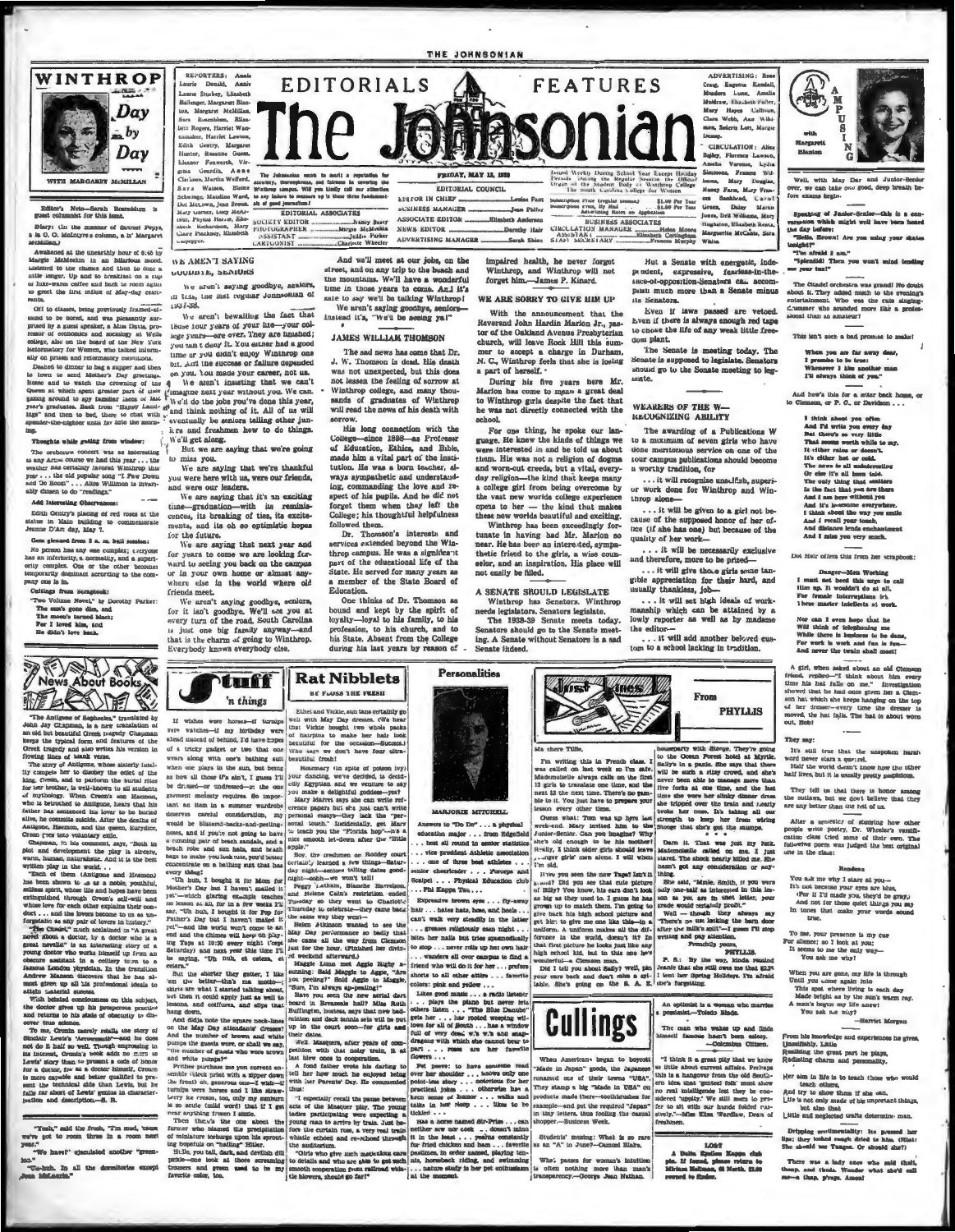# The Johnsonian

## EDITORIALS — FEATURES

FRIDAY, MAY 12, 1939

Issued Weekly During School Year Except Holiday Periods during the Regular Session the Official Organ of the Student Body of Winthrop College, The South Carolina College for Women

Subscription Price (regular session) $1.00 Per Year
Subscription Price, By Mail $1.50 Per Year
Advertising Rates on Application

**EDITORIAL COUNCIL**

EDITOR IN CHIEF ....... Louise Faust
BUSINESS MANAGER ....... Jean Pfifer
ASSOCIATE EDITOR ....... Elizabeth Anderson
NEWS EDITOR ....... Dorothy Hair
ADVERTISING MANAGER ....... Sarah Shine

**EDITORIAL ASSOCIATES**

SOCIETY EDITOR ....... Nancy Beaty
PHOTOGRAPHER ....... Margie McMeekin
ASSISTANT ....... Jeddie Parker
CARTOONIST ....... Charlotte Wheeler

**BUSINESS ASSOCIATES**

CIRCULATION MANAGER ....... Helen Moore
ASSISTANT ....... Elizabeth Cottingham
STAFF SECRETARY ....... Frances Murphy

REPORTERS: Annie Laurie Donald, Annie Laurie Stuckey, Elizabeth Ballenger, Margaret Blanton, Margaret McMillan, Sara Rosenblum, Elizabeth Rogers, Harriet Wannamaker, Harriet Lawton, Edith Gentry, Margaret Hunter, Rosanne Guess, Eleanor Foxworth, Virginia Gasque, Anne Clarkson, Martha Wofford, Sara Watson, Blaine Schwinge, Maudine Ward, Dot McCown, Jean Brown, Mary Lou Turner, Lucy McArthur, Pauline Hance, Edna Rutherford, Mary Clare Pinckney, Elizabeth

ADVERTISING: Rose Craig, Eugenia Kendall, Madora Lucas, Amelia Muldrow, Elizabeth Fuller, Mary Hayes Calhoun, Clara Webb, Ann Wilson, Soleria Lott, Margie Denny.

CIRCULATION: Alice Bailey, Florence Lawson, Amelia Varnes, Lydia Simmons, Frances Williams, Mary Douglas, Nancy Farm, Mary Frances Bankhead, Carol Green, Daisy Marie Jones, Dell Williams, Mary Singleton, Elizabeth Rentz, Marguerite McCants, Sara White

The Johnsonian seeks to merit a reputation for accuracy, thoroughness, and fairness in covering the Winthrop campus. Will you kindly call our attention to any failure to measure up to these three fundamentals of good journalism?

---

## WINTHROP Day by Day

WITH MARGARET McMILLAN

Editor's Note—Sarah Rosenblum is guest columnist for this issue.

Diary: (in the manner of Samuel Pepys, a la O. O. McIntyre's column, a la Margaret McMillan.)

Awakened at the unearthly hour of 6:45 by Margie McMeekin in an hilarious mood. Listened to the chimes and then to done a little longer. Up and to breakfast on a cup of luke-warm coffee and back to room again to greet the first influx of May-day celebrants.

Off to classes, being previously trained—afraid to be bored, and was pleasantly surprised by a guest speaker, a Miss Davis, professor of economics and sociology at Wells college, also on the board of the New York Reformatory for Women, who talked informally on prison and reformatory conditions.

Dashed to dinner to buy a supper and then to town to send Mother's Day greetings. Home and to watch the crowning of the Queen at which spent greater part of time gazing around to spy familiar faces of last year's graduates. Back from "Happy Landings" and then to bed, there to chat with a spender-the-nighter until far into the morning.

**Thoughts while gazing from window:**

The orchestra concert was as interesting as any Artist Course we had this year ... the weather has certainly favored Winthrop this year ... the old popular song "I Few Down and Go Boom" ... Alice Willimon is invariably chosen to do "readings."

**Add Interesting Observances:**

Edith Gentry's placing of red roses at the statue in Main building to commemorate Jeanne D'Arc day, May 7.

**Gem gleaned from 2 a. m. bull session:**

No person has any complex; everyone has an inferiority, a normality, and a superiority complex. One or the other becomes temporarily dominant according to the company one is in.

**Cuttings from Scrapbook:**

"Two Volume Novel," by Dorothy Parker:
The sun's gone dim, and
The moon's turned black;
For I loved him, and
He didn't love back.

---

## WE AREN'T SAYING GOODBYE, SENIORS

We aren't saying goodbye, seniors, in this, the last regular Johnsonian of 1938-39.

We aren't bewailing the fact that those four years of your life—your college years—are over. They are finished; you can't deny it. You either had a good time or you didn't enjoy Winthrop one bit. And the success or failure depended on you. You made your career, not us.

We aren't insisting that we can't imagine next year without you. We can. We'll do the jobs you've done this year, and think nothing of it. All of us will eventually be seniors telling other juniors and freshmen how to do things. We'll get along.

But we are saying that we're going to miss you.

We are saying that we're thankful you were here with us, were our friends, and were our leaders.

We are saying that it's an exciting time—graduation—with its reminiscences, its breaking of ties, its excitements, and its oh so optimistic hopes for the future.

We are saying that next year and for years to come we are looking forward to seeing you back on the campus or in your own home or almost anywhere else in the world where old friends meet.

We aren't saying goodbye, seniors, for it isn't goodbye. We'll see you at every turn of the road, South Carolina is just one big family anyway—and that is the charm of going to Winthrop. Everybody knows everybody else.

And we'll meet at our jobs, on the street, and on any trip to the beach and the mountains. We'll have a wonderful time in those years to come. And it's safe to say we'll be talking Winthrop!

We aren't saying goodbye, seniors—instead it's, "We'll be seeing ya!"

## JAMES WILLIAM THOMSON

The sad news has come that Dr. J. W. Thomson is dead. His death was not unexpected, but this does not lessen the feeling of sorrow at Winthrop college, and many thousands of graduates of Winthrop will read the news of his death with sorrow.

His long connection with the College—since 1898—as Professor of Education, Ethics, and Bible, made him a vital part of the institution. He was a born teacher, always sympathetic and understanding, commanding the love and respect of his pupils. And he did not forget them when they left the College; his thoughtful helpfulness followed them.

Dr. Thomson's interests and services extended beyond the Winthrop campus. He was a significant part of the educational life of the State. He served for many years as a member of the State Board of Education.

One thinks of Dr. Thomson as bound and kept by the spirit of loyalty—loyal to his family, to his profession, to his church, and to his State. Absent from the College during his last years by reason of impaired health, he never forgot Winthrop, and Winthrop will not forget him.—James P. Kinard.

## WE ARE SORRY TO GIVE HIM UP

With the announcement that the Reverend John Hardin Marion Jr., pastor of the Oakland Avenue Presbyterian church, will leave Rock Hill this summer to accept a charge in Durham, N. C., Winthrop feels that she is losing a part of herself.

During his five years here Mr. Marion has come to mean a great deal to Winthrop girls despite the fact that he was not directly connected with the school.

For one thing, he spoke our language. He knew the kinds of things we were interested in and he told us about them. His was not a religion of dogma and worn-out creeds, but a vital, everyday religion—the kind that keeps many a college girl from being overcome by the vast new worlds college experience opens to her — the kind that makes these new worlds beautiful and exciting.

Winthrop has been exceedingly fortunate in having had Mr. Marion so near. He has been an interested, sympathetic friend to the girls, a wise counselor, and an inspiration. His place will not easily be filled.

## A SENATE SHOULD LEGISLATE

Winthrop has Senators. Winthrop needs legislators. Senators legislate.

The 1938-39 Senate meets today. Senators should go to the Senate meeting. A Senate without Senators is a sad Senate indeed.

But a Senate with energetic, independent, expressive, fearless-in-the-face-of-opposition-Senators can accomplish much more than a Senate minus its Senators.

Even if laws passed are vetoed. Even if there is always enough red tape to choke the life of any weak little freedom plant.

The Senate is meeting today. The Senate is supposed to legislate. Senators should go to the Senate meeting to legislate.

## WEARERS OF THE W—RECOGNIZING ABILITY

The awarding of a Publications W to a maximum of seven girls who have done meritorious service on one of the four campus publications should become a worthy tradition, for

... it will recognize unselfish, superior work done for Winthrop and Winthrop alone—

... it will be given to a girl not because of the supposed honor of her office (if she has one) but because of the quality of her work—

... it will be necessarily exclusive and therefore, more to be prized—

... it will give those girls some tangible appreciation for their hard, and usually thankless, job—

... it will set high ideals of workmanship which can be attained by a lowly reporter as well as by madame the editor—

... it will add another beloved custom to a school lacking in tradition.

---

## AMPUSING

with Margaret Blanton

Well, with May Day and Junior-Senior over, we can take one good, deep breath before exams begin.

Speaking of Junior-Senior—this is a conversation which might well have been heard the day before:

"Hello, Brown! Are you using your skates tonight?"

"I'm afraid I am."

"Splendid! Then you won't mind lending me your fan!"

The Citadel orchestra was grand! No doubt about it. They added much to the evening's entertainment. Who was the cute singing-Crooner who sounded more like a professional than an amateur?

This isn't such a bad promise to make!

When you are far away dear,
I promise to be true:
Whenever I kiss another man
I'll always think of you.

And how's this for a sister back home, or to Clemson, or P. C., or Davidson ...

I think about you often
And I'd write you every day
But there's no very little
That seems worth while to say.
It's either rains or doesn't.
It's either hot or cold.
The news is all uninteresting
Or else it's all been told.
The only thing that matters
Is the fact that you are there
And I am here without you
And it's lonesome everywhere.
I think about the way you smile
And I recall your touch,
And distance lends enchantment
And I miss you very much.

Dot Hair offers this from her scrapbook:

Danger—Men Working
I must not heed this urge to call
Him up. It wouldn't do at all.
For female interruptions irk
These master intellects at work.

Nor can I even hope that he
Will think of telephoning me
While there is business to be done,
For work is work and fun is fun—
And never the twain shall meet!

A girl, when asked about an old Clemson friend, replied—"I think about him every time his hat falls on me." Investigation showed that he had once given her a Clemson hat which she keeps hanging on the top of her dresser—every time the dresser is moved, the hat falls. The hat is about worn out, Bob!

**They say:**

It's still true that the unspoken harsh word never stars a quarrel.

Half the world doesn't know how the other half lives, but it is usually pretty suspicious.

They tell us that there is honor among the outlaws, but we don't believe that they are any better than the rest of us.

After a semester of studying how other people write poetry, Dr. Wheeler's versification class tried some of their own. The following poem was judged the best original one in the class:

**Rondeau**

You ask me why I stare at you—
It's not because your eyes are blue,
(For I'd made you, they'd be gray,)
And not for those quiet things you say
In tones that make your words sound true.

To me, your presence is my cue
For silence; so I look at you;
It seems to me the only way—
You ask me why!

When you are gone, my life is through
Until you come again into
This spot where living is each day
Made bright as by the sun's warm ray.
A man's begun my life anew!
You ask me why?
—Harriet Morgan

From his knowledge and experience he gives,
Unselfishly, Life
Realizing the great part he plays,
Radiating charm and personality.

Her aim in life is to teach those who would teach others,
And try to show them if she can,
Life is not only made of the important things, but also that
Little and neglected traits determine man.

Dripping sentimentality: He passed her lips; they looked rough dried to him. (Hist: She should use Tangee. Or should she?)

There was a lady once who said that, though, and think. Wonder what she'd call me—a thup, p'raps. Amen!

---

## News About Books

"The Antigone of Sophocles," translated by John Jay Chapman, is a new translation of an old but beautiful Greek tragedy. Chapman keeps the typical form and features of the Greek tragedy and also writes his version in flowing lines of blank verse.

The story of Antigone, whose sisterly loyalty compels her to disobey the edict of the king, Creon, and to perform the burial rites for her brother, is well-known to all students of mythology. When Creon's son Haemon, who is betrothed to Antigone, hears that his father has sentenced his lover to be buried alive, he commits suicide. After the deaths of Antigone, Haemon, and the queen, Eurydice, Creon goes into voluntary exile.

Chapman, in his comment, says, "Both in plot and development the play is sincere, warm, human, naturalistic. And it is the best written play in the world. ...

"Each of them (Antigone and Haemon) has been shown to us as a noble, youthful, selfless spirit, whose life and hopes have been extinguished through Creon's self-will and whose love for each other explains their conduct ... and the lovers become to us as unforgettable as any pair of lovers in history."

"The Citadel," which acclaimed as "A great novel about a doctor, by a doctor who is a great novelist" is an interesting story of a young doctor who works himself up from an obscure assistant in a colliery town to a famous London physician. In the transition Andrew Manson discovers that he has almost given up all his professional ideals to attain material success.

With belated consciousness on this subject, the doctor gives up his prosperous practice and returns to his state of obscurity to discover true success.

To me, Cronin merely retells the story of Sinclair Lewis's "Arrowsmith"—and he does not do it half so well. Though engrossing in its interest, Cronin's book adds no more to Lewis' story than to present a code of honor for a doctor, for as a doctor himself, Cronin is more capable and better qualified to present the technical side than Lewis, but he falls far short of Lewis' genius in characterization and description.—S. R.

---

"Yeah," said the frosh, "I'm mad, 'cause we've got to room three in a room next year."

"We have!" ejaculated another "greenie."

"Uh-huh. In all the dormitories except Jean McLaurin."

---

## Stuff 'n things

If wishes were horses—if turnips were watches—if my birthday were ahead instead of behind, I'd have hopes of a tricky gadget or two that one wears along with one's bathing suit when one plays in the sun, but being as how all those if's ain't, I guess I'll be dressed—or undressed—in the one garment modesty requires. So important is that item in a summer wardrobe deserves careful consideration, my would be blistered-backs-and-peeling-noses, and if you're not going to have a cunning pair of beach sandals, and a beach robe and sun hats, and beach bags to make you look cute, you'd better concentrate on a bathing suit that has every thing!

"Uh huh, I bought it for Mom for Mother's Day but I haven't mailed it yet"—which glaring example teaches me no lesson at all, for in a few weeks I'll say, "Uh huh, I bought it for Pop for Father's Day but I haven't mailed it yet"—and the world won't come to an end and the chimes will keep on playing Taps at 10:30 every night (Except Saturday) and next year there I'll be saying, "Uh huh, et cetera, et cetera."

But the shorter they gather, I like 'em the better—that's me motto—skirts are what I started talking about, but then it could apply just as well to lessons, and coiffures, and slips that hang down.

And dida note the square neck-lines on the May Day attendants' dresses? And the number of brown and white pumps the guests wore, or shall we say, "the number of guests who wore brown and white pumps?"

Prithee purchase me you current ensemble (black print with a zipper down the front) oh, generous one—I wish—if turnips were horses and I like strawberry ice cream, too, only my sunburn is so acute could won't that if I get near anything frozen I sizzle.

Then there's the one about the farmer who blamed the precipitation of miniature icebergs upon his sprouting hopefuls on "hailing" Hiller.

Hello, you tall, dark, and devilish old pickle—one look at those screaming trousers and green used to be my favorite color, too.

---

## Rat Nibblets

BY FLOSS THE FRESH

Ethel and Vickie, sun tans certainly go well with May Day dresses. (We hear that Vickie bought two whole packs of hairpins to make her hair look beautiful for the occasion—Success.) Who says we don't have four ultra-beautiful frosh?

Rosemary (in spite of poison ivy) your dancing, we've decided, is decidedly Egyptian and we venture to say you make a delightful goddess—yes?

Mary Marret says she can write reference papers but she just can't write personal essays—they lack the "personal touch." Incidentally, get Mary to teach you the "Florida hop"—it's a nice smooth let-down after the "little apple."

Boy, the freshmen on Roddey court certainly learned a few things—Saturday night—seniors telling dates goodnight—oohh—we won't tell!

Peggy Latham, Blanche Harrelson, and Helene Cain's restriction ended Tuesday so they went to Charlotte Thursday to celebrate—they came back the same way they went—

Helen Atkinson wanted to see the May Day performance so badly that she came all the way from Clemson just for the hour. (Finished her dividend weekend afterward.)

Maggie Lizzie and Aggie Rigby are sunning: Said Maggie to Aggie, "Are you peeling?" Said Aggie to Maggie, "Sure, I'm always ap-pealing!"

Have you seen the new aerial dart board in Breazeale hall? Miss Ruth Buffington, hostess, says that new badminton and deck tennis sets will be put up in the court soon—for girls and their dates.

Well, Masquers, after years of competition with that noisy train, it at last blew once in cooperation.

A fond father wrote his darling to tell her how much he enjoyed being with her Parents' Day. He commented thus:

"I especially recall the pause between acts of the Masquer play. The young ladies participating were expecting a young man to arrive by train. Just before the curtain rose, a very real train whistle echoed and re-echoed through the auditorium.

"Girls who give such meticulous care to details and who are able to get such smooth cooperation from railroad whistle blowers, should go far!"

---

## Personalities

MARJORIE MITCHELL

Answers to "Do Do" ... a physical education major ... from Edgefield ... best all round in senior statistics ... vice president Athletic association ... one of three best athletes ... Phi Upsilon Omega ... Nereids ... Scalpel ... Physical Education club ... Phi Kappa Tau ...

Expressive brown eyes ... fly-away hair ... hates hats, hose, and heels ... can't walk very steadily in the latter ... graces religiously each night ... bites her nails but tries spasmodically to stop ... never rolls up her own hair ... wanders all over campus to find a friend who will do it for her ... prefers shorts to all other attire ... favorite colors: pink and yellow ...

Likes good music ... a radio listener ... plays the piano but never lets others listen ... "The Blue Danube" ... fond of very deep, shady and sheep dogs ... Winthrop ... has a window full of very fine flowers ... gets her ... her rooted weeping willows for all of South ... has a window ... dragons with which she cannot bear to part ... roses are her favorite flowers ...

Pet peeve: to have someone read over her shoulder ... knows only one point-less story ... notorious for her practical jokes ... otherwise has a keen sense of humor ... walks and talks in her sleep ... likes to be tickled ...

Has a horse named Sir-Prise ... can neither sew nor cook ... doesn't mind it in the least ... yearns constantly for fried chicken and ham ... favorite pastimes, in order named, playing tennis, horseback riding, and swimming ... nature study is her pet enthusiasm at the moment.

---

## Just Lines From PHYLLIS

Ma chere Tillie,

I'm writing this in French class. I was called on last week so I'm safe. Mademoiselle always calls on the first 13 girls to translate one time, and the next 13 the next time. There's no gamble to it. You just have to prepare your lesson every other time.

Guess what: Tom was up here last week-end. Mary invited him to the Junior-Senior. Can you imagine? Why she's old enough to be his mother! Really, I think older girls should leave younger girls' men alone. I will when I'm old.

If you see the new Tags! Isn't it cute? Did you see that cute picture of Billy? You know, his ears don't look as big as they used to. I guess he has grown up to match them. I'm going to give back his high school picture and get him to give me one like this—in a uniform. A uniform makes all the difference in the world, doesn't it? In that first picture he looks just like any high school kid, but in this one he's wonderful—a Clemson man.

Did I tell you about Sally? Well, just after she left, a funny little housekeeper with Stooge. They're going to the Ocean Forest hotel at Myrtle. Sally's in a panic. She says that there will be such a ritzy crowd, and she's never been able to manage more than five forks at one time, and the last time she were they stalky dinner dress she tripped over the train and nearly broke her nose. It's taking all our strength to keep her from wiring Stooge that she's got the mumps.

Darn it. That was just my luck. Mademoiselle called on me. I just stared. The shock nearly killed me. She hasn't got any consideration or anything.

She said, "Mlle. Smith, if you were only one-half as interested in this lesson as you are in that letter, your grade would certainly profit."

Well — though they always say "There's no use locking the barn door after the milk's spilt"—I guess I'll stop writing and pay attention.

Frenchily yours,
PHYLLIS.

P. S.: By the way, kinda remind Jeanie that she still owes me that $2.25 I lent her Spring Holidays. I'm afraid she's forgetting.

---

## Cullings

When American began to boycott "Made in Japan" goods, the Japanese renamed one of their towns "USA". They stamp a big "Made in USA" on products made there—toothbrushes for example—and put the required "Japan" in tiny letters, thus fooling the casual shopper.—Business Week.

Students' musing: What is so rare as an "A" in June?—Camuel Blaire.

What passes for woman's intuition is often nothing more than man's transparency.—George Jean Nathan.

An optimist is a woman who marries a pessimist.—Toledo Blade.

The man who wakes up and finds himself famous hasn't been asleep.—Columbus Citizen.

"I think it a great pity that we know so little about current affairs. Perhaps this is a hangover from the old Southern idea that 'genteel folk' must show no real intelligence lest they be considered 'uppity.' We still seem to prefer to sit with our hands folded gracefully."—Miss Elise Wardlaw, Dean of freshmen.

**LOST**

A Delta Epsilon Kappa club pin. If found, please return to Miriam Holleman, 65 North. $1.00 reward to finder.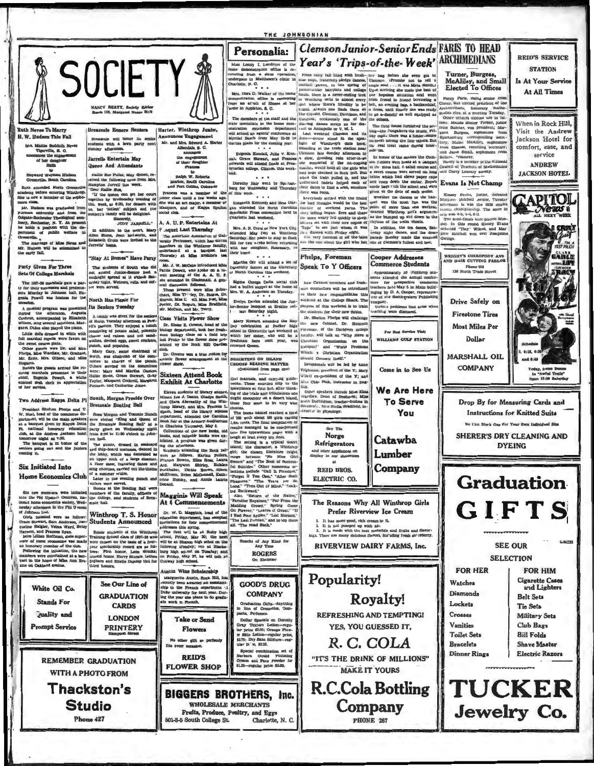# SOCIETY

NANCY BEATY, Society Editor
Room 118, Margaret Nance Hall

## Ruth Reves To Marry H. W. Hudson This Fall

Mrs. Mattie Suddith Reves
Tigerville, S. C.
announces the engagement of her daughter
Ruth
to
Heyward Wayman Hudson
Greenville, South Carolina

Ruth attended North Greenville academy before entering Winthrop. She is now a member of the sophomore class.

Mr. Hudson was graduated from Furman university and from the Colgate-Rochester Theological seminary, Rochester, N. Y. At present he holds a position with the department of public welfare in Greenville.

The marriage of Miss Reves and Mr. Hudson will be solemnized in the early fall.

## Party Given For Three Sets Of College Marshals

The 1937-38 marshals gave a party for their successors and predecessors Monday in Johnson hall. Eugenia Powell was hostess for the occasion.

A musical program was presented during the afternoon. Augusta Cothran, accompanied by Elizabeth Wilson, sang several selections. Margaret Dukes also played the piano.

Little dolls dressed in white with full marshal regalia were favors on the sweet course plate.

Other guests were Dr. and Mrs. Phelps, Miss Wardlaw, Mr. Graham, Mr. Kelly, Mrs. Gibson, and Miss Hogarth.

Before the guests arrived the retiring marshals presented to their chief, Eugenia Powell, a white enamel desk clock in appreciation of her service.

## Two Address Kappa Delta Pi

President Shelton Phelps and T. W. Noel, head of the commerce department, will be the main speakers at a banquet given by Kappa Delta Pi, national honorary education club, at the Andrew Jackson hotel tomorrow night at 7:30.

The banquet is in honor of the seniors going out and the juniors coming in.

## Six Initiated Into Home Economics Club

Six new members were initiated into the Phi Upsilon Omicron, national home economics society, Wednesday afternoon in the Phi U room of Johnson hall.

Girls initiated were as follows: Grace Stewart, Sara Anderson, Jacqueline Haigler, Velma Ward, Betsy Harmon, and Frances Ryan.

Miss Lillian Hoffman, state supervisor of home economics was made an honorary member of the club.

Following the initiation, the new members were entertained at a banquet in the home of Miss Ann Erskine on Oakland avenue.

## Breazeale Honors Seniors

Breazeale will honor its senior students with a lawn party next Sunday afternoon.

## Jarrells Entertain May Queen and Attendants

Hallie Sue Pillar, May Queen, received the following note from Mrs. Hampton Jarrell this week.

"Dear Hallie Sue,

"If the queen can get her court together by Wednesday evening of this week, at 6:30, for dessert with us, her 'jolliest' subject and the subject's family will be delighted.

Sincerely,
JUDY JARRELL."

In addition to the court, Mary Allen Stone, Jean McLaurin, and Elizabeth Crum were invited to the Jarrells' home.

## "Stay At Homes" Have Party

The students of South who did not attend Junior-Senior had a midnight spread at 11 o'clock Saturday night. Weiners, rolls, and coffee were served.

## North Has Picnic For Its Seniors Tuesday

A picnic was given for the seniors of North Tuesday afternoon at Ferrell's pasture. They enjoyed a lunch consisting of potato salad, pimento cheese and raisin and nut sandwiches, deviled eggs, sweet crackers, punch, and popsicles.

Mary Cary, social chairman of North, was chairman of the committee in charge of the picnic. Others serving on the committee were: Mary and Martha Gaston, Hallie Stone, Grace Stewart, Gray Taylor, Margaret Cockrell, Margaret Putnam, and Catherine Jones.

## Bunch, Morgan Preside Over Breazeale Boating Ball

Rosa Morgan and Tommie Bunch were elected "King and Queen of the Breazeale Boating Ball" at a party given on Wednesday night from 8:00 to 11:00 o'clock in Johnson hall.

The guests, dressed in seaboard and ship-board costumes, danced in the lobby, which was decorated as an upper deck of a large steamer. A floor show, featuring dance and song choruses, carried out the theme of a summer cruise.

Later in the evening punch and wafers were served.

Guests at the Boating Ball were members of the faculty, officers of the college, and students of Breazeale hall.

## Winthrop T. S. Honor Students Announced

Honor students of the Winthrop Training School class of 1937-38 who were chosen on the basis of a four-year scholarship record are as follows: First honor, Leona Brooks; second honor, Harry Sturgis Lethco; third honor, Robert Bigham and Estelle Dunlap tied for third honors.

## Harter, Winthrop Junior, Announces Engagement

Mr. and Mrs. Edward A. Harter
Allendale, S. C.
announce
the engagement
of their daughter
Frances
to
Ralph W. Roberts
Marion, South Carolina
and Fort Collins, Colorado

Frances was a member of the junior class until a few weeks ago. She was an art major, a member of Masquers, and of Kappa Epsilon social club.

## A. A. U. P. Entertains At Banquet Last Thursday

The American Association of University Professors, which has eleven members on the Winthrop faculty, entertained at a banquet last Thursday at Miss Erskine's tea room.

Mr. J. W. McCain introduced Miss Pattie Powell, who spoke on a recent meeting of the A. A. U. P. she attended in Cincinnati. A general discussion followed.

Those present were Miss Schuchart, Miss Tinsley, Dr. Rogers, Dr. Martin, Miss Frost, Miss Post, Miss Foster, Dr. Rogers, Miss Bradfield, Mr. McCain, and Mr. Terry.

## Class Visits Flower Show

Dr. Eloise E. Greene, head of the biology department, took her freshman biology class on a field trip last Friday to the flower show presented by the Rock Hill Garden club.

Dr. Greene won a blue ribbon for artistic flower arrangement at the flower show.

## Sixteen Attend Book Exhibit At Charlotte

Eleven students of library science, Misses Ida J. Dacus, Gladys Smith, and Clara Abernathy of the Winthrop library, and Mrs. Frances L. Spain, head of the library science department, attended the Carolina Book fair at the Armory-Auditorium in Charlotte Thursday, May 5.

Collections of the new books, old books, and valuable books were exhibited. A program was given during the afternoon.

Students attending the book fair were as follows: Marian Fellers, Frances Bowen, Eliza Ross, Laura Ard, Margaret Shirley, Eulalee Burkhalter, Dickie Brown, Aileen McElveen, Helen McDonnell, Katherine Hunley, and Annie Laurie Donald.

## Magginis Will Speak At 4 Commencements

Dr. W. D. Magginis, head of the education department, has accepted invitations for four commencement addresses this spring.

The first will be at Ruby high school, Friday, May 20; the next will be at Sharon high school on the following Monday; one at Blacksburg high school on Tuesday; and on Friday, May 27, he will talk at Conway high school.

## Austin Wins Scholarship

Marguerite Austin, Rock Hill, has recently been awarded an assistantship in the French department at Duke university for next year. During the year she plans to do graduate work in French.

# Personalia:

Miss Londy I. Landrum of the home demonstration office is recovering from a sinus operation, undergone in Mattheson's clinic in Charlotte, N. C.

Mrs. Dora D. Walker of the home demonstration office is recovering from an attack of illness at her home in Appleton, S. C.

The members of the staff and the state specialists in the home demonstration extension department will attend an agents' conference at Myrtle Beach from May 23-28 to discuss plans for the coming year.

Eugenia Kendall, Julia V. Kendall, Grace Stewart, and Frances Edwards will attend finals at Presbyterian college, Clinton, this week-end.

Dorothy Hair went to Spartanburg for Wednesday and Thursday of this week.

Elizabeth Kennedy and Bess Dargan attended the North Carolina Scholastic Press convention held in Charlotte last weekend.

Mrs. A. R. Crow of New York City attended May Day at Winthrop Saturday. She plans to stay in Rock Hill for two weeks before returning with her daughter, Rosemary, to their home.

Martha Orr will attend a set of fraternity dances at the University of North Carolina this weekend.

Sigma Omega Delta social club had a buffet supper at the home of Mrs. W. A. Anderson on Tuesday.

Evelyn Davies attended the Junior-Senior banquet at Erskine college last Saturday night.

Mary Howard attended the May Day celebration at Parker high school in Greenville last weekend at which her sister, who will be a freshman here next year, was crowned Queen.

## DESERTERS ON ISLAND CHOOSE READING MATTER

(Continued from page one)

Girl manuals, and camping guidebooks. These sounded silly to the questioners at first but, after thinking of the trials and tribulations one might encounter on a desert island, these four seem to be very wise choices.

The books named reached a total of 189 with about 165 girls casting 1,400 votes. The final compilation of results managed to be compressed into five typewritten pages with a laugh at least every ten lines.

The setting is a typical desert island; the character, a Winthrop girl; the chosen literature might range between "No More Girl Swears" and "The Book of Successful Suicides." Other numerous selections include "Call It Freedom," "Forget If You Can," "After Such Pleasures," "The Years Are So Long," "Time Out of Mind," "Looking Backward."

Also, "Return of the Native," "Paradise Regained," "Far From the Madding Crowd," "Spring Came On Forever," "Leaves of Grass," "If I Had Four Apples," "Lost Horizon," "The Last Puritan," and to top them all, "The Road Back."

# Clemson Junior-Senior Ends Year's 'Trips-of-the-Week'

From early fall until the freshman hops, fraternity pledge dances, football games, to late spring of junior-senior banquets and college finals, there is a never-ending trek of Winthrop belles to almost every spot where there's frivolity to be found. Always one finds them at The Citadel, Clemson, Davidson, and Carolina, occasionally one of the dancing dames strays as far distant as Annapolis or V. M. I.

Last weekend Clemson and its Junior-Senior stood in the spotlight of Winthrop's date book. Standing at the train station near Clemson late Sunday afternoon in a slow, drizzling rain after-it-all one wondered if the on-coming coaches would hold all the girls who had bags checked to Rock Hill. But when the train pulled in, and the uniformed cadets helped each of their dates to find a seat, somehow there was room.

Everybody settled with the friend she had thought would be the best listener of weekend yarns. The story telling began. Eyes and then the more weary fell quickly to sleep. Others sat with their new copies of "Life" to see just whom it was they danced with Friday night.

The very funniest of all the tales was the one about the girl who lost her bag before she ever got to Clemson. (Promise not to tell a single soul . . . it was Meta Smith.) Upon arriving she made the best of the hopeless situation and went from friend to friend borrowing a belt, an evening bag, a handkerchief, a dress, until finally she was ready to go a-dancin' as well equipped as the others.

The field house furnished the setting—the Jungaleers the music. Friday night there was a junior-senior no-break among the four others. But the real treat came during intermission.

In honor of the seniors the Clemson juniors were hosts at a banquet in the mess hall. A salad course and a sweet course were served on long tables which had clever paper caps and roses down the center. Brown suede bags with the school seal were given to the date of each senior.

Whether the dances or the banquet was the most fun was the point of more than one weekend. Wearied Winthrop girl's argument as she bumped up and down to the rhythm of the train wheels.

In addition, the tea dance, Saturday night dance, and the dress parade Sunday made the weekend one of Clemson's fullest and best.

## Phelps, Foreman Speak To Y Officers

New Cabinet members and freshman counselors will be introduced to their new responsibilities this weekend at the College Shack. The purpose of this weekend is to train the students for their new duties.

Dr. Shelton Phelps will challenge the new Cabinet. Dr. Kenneth Foreman, of the Davidson college faculty, will talk on "Why Have a Christian Organization on the Campus?" and "World Problems Which a Christian Organization Should Concern Itself."

Devotionals will be led by Anne Tilghman, president of the Y; Mary O'Dell ex-president of the Y; and Miss Chlo Fink, instructor in English.

Other speakers include Miss Eliza Wardlaw, Dean of freshmen; Miss Ruth Buffington, teacher-hostess in Breazeale; Miss Stella Bradfield, instructor in physiology.

## Cooper Addresses Commerce Students

Approximately 35 Winthrop students attended the annual conference for prospective commerce teachers held May 5 in Main building by D. A. Cooper, representative of the Southwestern Publishing company.

Various problems that arise when teaching were discussed.

# FARIS TO HEAD ARCHIMEDIANS

## Turner, Burgess, McAliley, and Small Elected To Offices

Nancy Faris, rising senior from Clover, was elected president of the Archimedians, honorary mathematics club, at a meeting Tuesday.

Other officers elected are as follows: Maude Minter Turner, junior from Sumter, vice president; Margaret Burgess, sophomore from Spartanburg corresponding secretary; Mabel McAliley, sophomore from Chester, recording secretary; and Janie Small, sophomore from Salters, treasurer.

Nancy is a member of the National Council of Teachers of Mathematics and Curry Literary society.

## Evans Is Net Champ

Kinsey Evans, junior, defeated Marjorie Mitchell, senior, Tuesday afternoon to win the 1938 singles tennis championship. The score in sets was 4-6, 6-4, 6-2.

The semi-finals were played Monday. In this round Kinsey Evans defeated "Tiny" Wilcox, and Marjorie Mitchell won over Josephine Owings.

---

White Oil Co. Stands For Quality and Prompt Service

See Our Line of GRADUATION CARDS
LONDON PRINTERY
Hampton Street

REMEMBER GRADUATION WITH A PHOTO FROM
Thackston's Studio
Phone 427

Take or Send Flowers
No other gift so perfectly fits every occasion.
REID'S FLOWER SHOP

BIGGERS BROTHERS, Inc.
WHOLESALE MERCHANTS
Fruits, Produce, Poultry, and Eggs
501-3-5 South College St. Charlotte, N. C.

GOOD'S DRUG COMPANY
Graduation Gifts—Anything in line of Cosmetics, Compacts, Perfumes.
Dollar Specials on Dorothy Gray Texture Lotion—regular price $2.00; Orange Flower Skin Lotion—regular price, $1.75; Dry Skin Mixture—regular $1.75, $2.25.
Special combination set of Barbara Gould Finishing Cream and Face Powder for $1.25—regular price $2.00.

Snacks of Any Kind for Any Time
ROGERS
On Ebenezer

See The Norge Refrigerators and other appliances on display in our showroom at
REID BROS. ELECTRIC CO.

For Best Service Visit WILLIAMS GULF STATION

Come in to See Us
We Are Here To Serve You
Catawba Lumber Company

The Reasons Why All Winthrop Girls Prefer Riverview Ice Cream
1. It has more good, rich cream in it.
2. It is not pumped up with air.
3. It is made with the best materials and fruits and flavorings. There are many delicious flavors, including fresh strawberry.
RIVERVIEW DAIRY FARMS, Inc.

Popularity!
Royalty!
REFRESHING AND TEMPTING!
YES, YOU GUESSED IT,
R. C. COLA
"IT'S THE DRINK OF MILLIONS"
MAKE IT YOURS
R.C.Cola Bottling Company
PHONE 267

REID'S SERVICE STATION
Is At Your Service At All Times

When in Rock Hill, Visit the Andrew Jackson Hotel for comfort, ease, and service
ANDREW JACKSON HOTEL

CAPITOL
News
ALL NEXT WEEK
Clark Gable, Myrna Loy, Spencer Tracy
Test Pilot
Today, Irene Dunne in "Awful Truth"
Open 12:30 Saturday

WRIGHT'S CHIROPODY AND HAIR CUTTING PARLOR
Phone 138
138 North Trade Street

Drive Safely on Firestone Tires
Most Miles Per Dollar
MARSHALL OIL COMPANY

Drop By for Measuring Cards and Instructions for Knitted Suits
We Can Block One For Your Own Individual Size
SHERER'S DRY CLEANING AND DYEING

Graduation GIFTS
SEE OUR SELECTION

| FOR HER | FOR HIM |
| --- | --- |
| Watches | Cigarette Cases and Lighters |
| Diamonds | Belt Sets |
| Lockets | Tie Sets |
| Crosses | Military Sets |
| Vanities | Club Bags |
| Toilet Sets | Bill Folds |
| Bracelets | Shave Master |
| Dinner Rings | Electric Razors |

TUCKER Jewelry Co.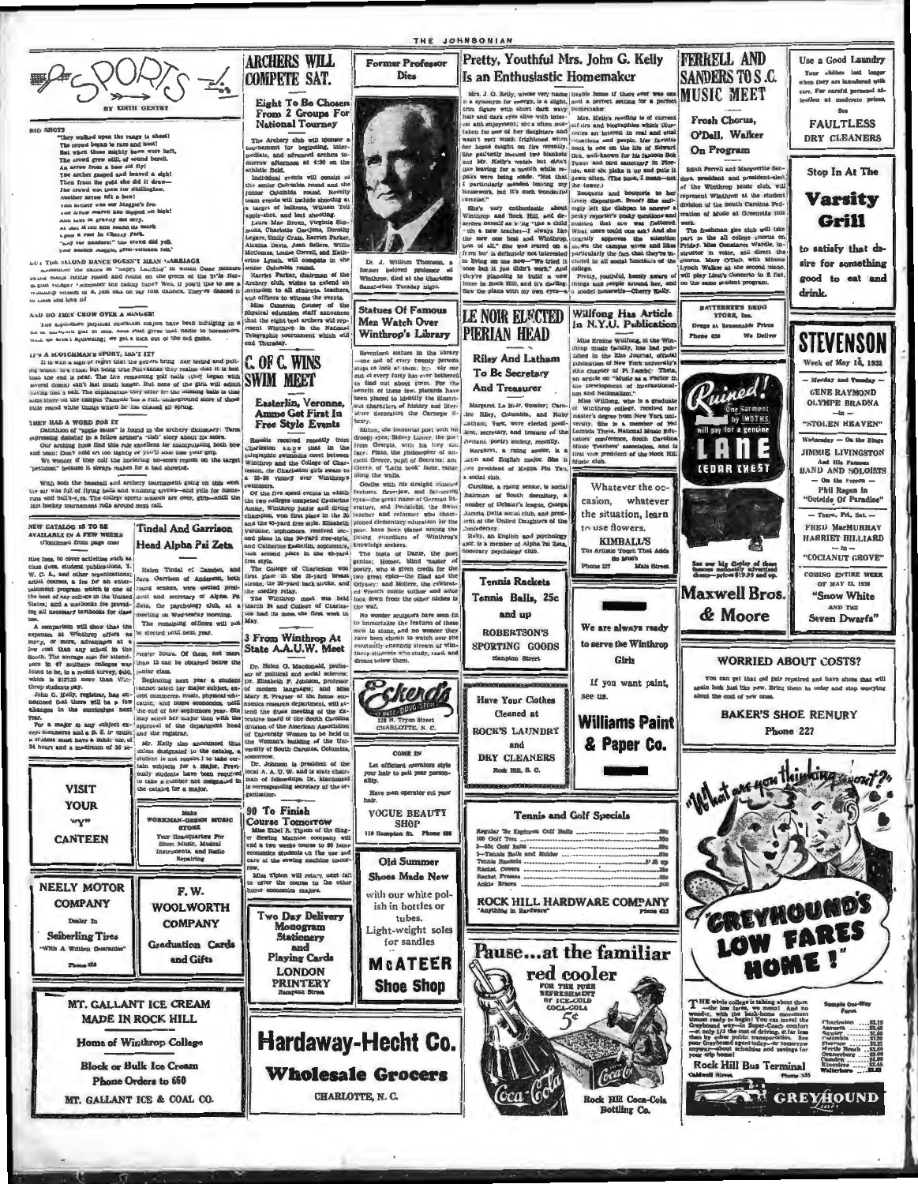# SPORTS

BY EDITH GENTRY

BIG SHOTS

"They walked upon the range to shoot!
The crowd began to rant and hoot!
But when those mighty bows were left,
The crowd grew still, of sound bereft.
An arrow from a bow did fly!
The archer gasped and heaved a sigh!
Then from the gold she did it draw—
The crowd was then for shillinglaw.
Another arrow left a bow!
... Maggie's foe.
... high!
... 
... Park.
... yell,
... fell."

DON'T THE SECOND DANCE DOESN'T MEAN MARRIAGE

... the dance in "Happy Landing" in which ... around and round on the green of the 20's ... just one of our folk dances. They've danced it ...

AND DO THEY CROW OVER A MAGGIE!

... physical education majors have been indulging in a ... we get a kick out of the old game.

IT'S A SCOTCHMAN'S SPORT, ISN'T IT?

... the golfers bring their tees and putting ... they realize that it is best ... began with ... could admit ... them. The explanation they offer for the missing balls is that somewhere on the campus Tamaulu has a full underground store of those little round white things which he has chased all spring.

THEY HAD A WORD FOR IT

Definition of "apple sauce" is found in the archery dictionary: Term expressing disbelief in a fellow archer's "tish" story about his score.

Our archery team find this rule excellent for manipulating both bow and beau: Don't hold on too tightly or you'll lose your grip.

We wonder if they call the bordering no-score region on the target "petticoat" because it always makes for a bad showing.

With both the baseball and archery tournament going on this week the air was full of flying balls and whizzing arrows—and yells for home-runs and bull's-eyes. The college sports season are over, ... until the ... hockey tournament rolls around next fall.

## NEW CATALOG IS TO BE AVAILABLE IN A FEW WEEKS

(Continued from page one)

ities fees, to cover activities such as class dues, student publications, Y. W. C. A., and other organizations; artist courses, a fee for an entertainment program which is one of the best of any college in the United States; and a textbook fee providing all necessary textbooks for class.

A comparison will show that the expenses at Winthrop offers as many, or more, advantages at a low cost than any school in the South. The average cost for attendance in 47 southern colleges was found to be, in a recent survey, $450, which is $127.25 more than Winthrop students pay.

John G. Kelly, registrar, has announced that there will be a few changes in the curriculum next year.

For a major in any subject except commerce and a B. S. in music a student must have a minimum of 24 hours and a maximum of 36 se-

## Tindal And Garrison Head Alpha Psi Zeta

Helen Tindal of Camden, and Sara Garrison of Anderson, both rising seniors, were elected president and secretary of Alpha Psi Zeta, the psychology club, at a meeting on Wednesday morning.

The remaining officers will not be elected until next year.

-mester hours. Of these, not more than 12 can be obtained below the junior class.

Beginning next year a student cannot select her major subject, except commerce, music, physical education, and home economics, until the end of her sophomore year. She may select her major then with the approval of the department head and the registrar.

Mr. Kelly also announced that unless designated in the catalog, a student is not required to take certain subjects for a major. Previously students have been required to take a number not designated in the catalog for a major.

## ARCHERS WILL COMPETE SAT.

### Eight To Be Chosen From 2 Groups For National Tourney

The Archery club will sponsor a tournament for beginning, intermediate, and advanced archers tomorrow afternoon at 4:30 on the athletic field.

Individual events will consist of the senior Columbia round and the junior Columbia round. Novelty team events will include shooting at a target of balloons, William Tell apple-shot, and lost shooting.

Laura Mae Brown, Virginia Simmons, Charlotte Garrison, Dorothy Legare, Emily Crain, Harriet Parker, Alexina Davis, Jean Sellers, Willie McComas, Louise Correll, and Katherine Lynch, will compete in the senior Columbia round.

Harriet Parker, chairman of the Archery club, wishes to extend an invitation to all students, teachers, and officers to witness the events.

Miss Cameron Causey of the physical education staff announces that the eight best archers will represent Winthrop in the National Telegraphic tournament which will end Thursday.

## C. OF C. WINS SWIM MEET

### Easterlin, Veronne, Amme Get First In Free Style Events

Results received recently from Charleston show that in the telegraphic swimming meet between Winthrop and the College of Charleston, the Charleston girls swam to a 35-30 victory over Winthrop's swimmers.

Of the five speed events in which the two colleges competed Catherine Amme, Winthrop junior and diving champion, won first place in the 20 and the 40-yard free style. Elizabeth Veronne, sophomore, received second place in the 20-yard free-style, and Catherine Easterlin, sophomore, took second place in the 40-yard free style.

The College of Charleston won first place in the 22-yard breast stroke, the 20-yard back stroke, and the medley relay.

The Winthrop meet was held March 24 and College of Charleston had its meet the first week in May.

## Former Professor Dies

Dr. J. William Thomson, a former beloved professor at Winthrop, died at the Charlotte Sanatorium Tuesday night.

## Statues Of Famous Men Watch Over Winthrop's Library

Seventeen statues in the library —the men of every twenty persons stops to look at them; but only one out of every forty has ever bothered to find out about them. For the benefit of these few, placards have been placed to identify the illustrious characters of history and literature decorating the Carnegie library.

Milton, the immortal poet with his droopy eyes; Sidney Lanier, the poet from Georgia, with his long gaunt face; Plato, the philosopher of ancient Greece, pupil of Socrates; and Cicero, of "Latin book" fame, range along the walls.

Goethe with his straight chiseled features, firm-jaw, and far-seeing eyes—the great name of German literature, and Pestalozzi the Swiss teacher and reformer who championed elementary education for the poor, have been placed among the sitting guardians of Winthrop's knowledge seekers.

The busts of Dante, the poet genius; Homer, blind "master of poetry, who is given credit for the two great epics—the Iliad and the Odyssey; and Moliere, the celebrated French comic author and actor look down from the other niches in the wall.

No wonder sculptors have seen fit to immortalize the features of these men in stone, and no wonder they have been chosen to watch over the constantly-changing stream of Winthrop students who study, read, and dream below them.

## 3 From Winthrop At State A.A.U.W. Meet

Dr. Helen G. Macdonald, professor of political and social science; Dr. Elizabeth P. Johnson, professor of modern languages; and Miss Mary E. Frayser of the home economics research department, will attend the state meeting of the executive board of the South Carolina division of the American Association of University Women to be held in the Woman's building of the University of South Carolina, Columbia, tomorrow.

Dr. Johnson is president of the local A. A. U. W. and is state chairman of fellowships. Dr. Macdonald is corresponding secretary of the organization.

## 90 To Finish Course Tomorrow

Miss Ethel F. Tipton of the Singer Sewing Machine company will end a two weeks course to 90 home economics students on the use and care of the sewing machine tomorrow.

Miss Tipton will return next fall to offer the course to the other home economics majors.

## Pretty, Youthful Mrs. John G. Kelly Is an Enthusiastic Homemaker

Mrs. J. G. Kelly, whose very name is a synonym for energy, is a slight, trim figure with short dark wavy hair and dark eyes alive with interest and enjoyment; she's often mistaken for one of her daughters and wasn't very much frightened when her house caught on fire recently. She patiently received two blankets and Mr. Kelly's watch but didn't like leaving for a month while repairs were being made. "Not that I particularly enjoy doing housework, but it's such wonderful exercise."

She's very enthusiastic about Winthrop and Rock Hill, and describes herself as being "like a child with a new teacher—I always like the new one best and Winthrop, best of all." She was reared on a farm but is definitely not interested in living on one now—"We tried it once but it just didn't work." And they're planning to build a new home in Rock Hill, and it's darling. Saw the plans with my own eyes—

inside home if there ever was one and a perfect setting for a perfect homemaker.

Mrs. Kelly's reading is of current affairs and biographies which illustrates an interest in real and vital situations and people. Her favorite book is one on the life of Edward Bok, well-known for his famous Bok Tower and bird sanctuary in Florida, and she picks it up and puts it down often. (The book, I mean—not the tower.)

Bouquets and bouquets to her lovely disposition. Proof? She smilingly left the dishpan to answer a pesky reporter's pesky questions and insisted that she was flattered. What more could one ask? And she heartily approves the attention shown on the campus wives and likes particularly the fact that they're included in all social functions of the college.

Pretty, youthful, keenly aware of things and people around her, and a model housewife—Cherry Kelly.

## LE NOIR ELECTED PIERIAN HEAD

### Riley And Latham To Be Secretary And Treasurer

Margaret Le Noir, Sumter; Caroline Riley, Columbia; and Ruby Latham, York, were elected president, secretary, and treasurer of the Pierians, poetry society, recently.

Margaret, a rising senior, is a Latin and English major. She is vice president of Kappa Phi Tau, a social club.

Caroline, a rising senior, is social chairman of South dormitory, a member of Debater's league, Omega Lambda Delta social club, and president of the United Daughters of the Confederacy.

Ruby, an English and psychology major, is a member of Alpha Psi Zeta, honorary psychology club.

## Willfong Has Article In N.Y.U. Publication

Miss Ermine Willfong, of the Winthrop music faculty, has had published in the Rho Journal, official publication of New York university's Rho chapter of Pi Lambda Theta, an article on "Music as a Factor in the Development of Internationalism and Nationalism."

Miss Willfong, who is a graduate of Winthrop college, received her master's degree from New York university. She is a member of Phi Lambda Theta, National Music Educators' conference, South Carolina Music Teachers' association, and is first vice president of the Rock Hill Music club.

## FERRELL AND SANDERS TO S. C. MUSIC MEET

### Frosh Chorus, O'Dell, Walker On Program

Edith Ferrell and Marguerite Sanders, president and president-elect of the Winthrop music club, will represent Winthrop at the student division of the South Carolina Federation of Music at Greenville this week.

The freshman glee club will take part in the all college chorus on Friday. Miss Constance Wardle, instructor in voice, will direct the chorus. Mary O'Dell, with Minnie Lynch Walker at the second piano, will play Liszt's Concerto in E flat, on the same student program.

---

Use a Good Laundry

Your clothes last longer when they are laundered with care. For careful personal attention at moderate prices.

See

**FAULTLESS DRY CLEANERS**

Stop In At The

**Varsity Grill**

to satisfy that desire for something good to eat and drink.

**STEVENSON**

Week of May 16, 1938

— Monday and Tuesday —
GENE RAYMOND
OLYMPE BRADNA
—in—
"STOLEN HEAVEN"

Wednesday — On the Stage
JIMMIE LIVINGSTON
And His Famous
BAND AND SOLOISTS
— On the Screen —
Phil Regan in
"Outside Of Paradise"

— Thurs., Fri., Sat. —
FRED MacMURRAY
HARRIET HILLIARD
— in —
"COCANUT GROVE"

COMING ENTIRE WEEK
OF MAY 23, 1938
"Snow White
AND THE
Seven Dwarfs"

Ruined! One Garment by MOTHS will pay for a genuine LANE CEDAR CHEST

See our big display of these famous nationally advertised chests—priced $19.95 and up.

**Maxwell Bros. & Moore**

BATTERSBY'S DRUG STORE, Inc.
Drugs at Reasonable Prices
Phone 638 We Deliver

WORRIED ABOUT COSTS?

You can get that old pair repaired and have shoes that will again look just like new. Bring them in today and stop worrying about the cost of new ones.

BAKER'S SHOE RENURY
Phone 227

VISIT YOUR "Y" CANTEEN

Make WORKMAN-GREEN MUSIC STORE Your Headquarters For Sheet Music, Musical Instruments, and Radio Repairing

NEELY MOTOR COMPANY
Dealer In
Seiberling Tires
"With A Written Guarantee"
Phone 428

F. W. WOOLWORTH COMPANY
Graduation Cards and Gifts

MT. GALLANT ICE CREAM MADE IN ROCK HILL
Home of Winthrop College
Block or Bulk Ice Cream
Phone Orders to 660
MT. GALLANT ICE & COAL CO.

Two Day Delivery
Monogram Stationery and Playing Cards
LONDON PRINTERY
Hampton Street

**Hardaway-Hecht Co.**
Wholesale Grocers
CHARLOTTE, N. C.

Efird's
128 N. Tryon Street
CHARLOTTE, N. C.

COME IN
Let efficient operators style your hair to suit your personality.
Have men operator cut your hair.
VOGUE BEAUTY SHOP
110 Hampton St. Phone 688

Old Summer Shoes Made New
with our white polish in bottles or tubes.
Light-weight soles for sandles
**McATEER Shoe Shop**

Tennis Rackets
Tennis Balls, 25c and up
ROBERTSON'S SPORTING GOODS
Hampton Street

Have Your Clothes Cleaned at
ROCK'S LAUNDRY and DRY CLEANERS
Rock Hill, S. C.

Whatever the occasion, whatever the situation, learn to use flowers.
KIMBALL'S
The Artistic Touch That Adds So Much
Phone 327 Main Street

We are always ready to serve the Winthrop Girls

If you want paint, see us.

**Williams Paint & Paper Co.**

Tennis and Golf Specials

| | |
|---|---|
| Regular 75c Equinox Golf Balls | 50c |
| 100 Golf Tees | 15c |
| 3—35c Golf Balls | 75c |
| 3—Tennis Balls and Holder | 75c |
| Tennis Rackets | $1 up |
| Racket Covers | 50c |
| Racket Presses | 50c |
| Ankle Braces | 50c |

ROCK HILL HARDWARE COMPANY
"Anything in Hardware" Phone 613

Pause...at the familiar red cooler
FOR THE PURE REFRESHMENT OF ICE-COLD COCA-COLA 5¢
Rock Hill Coca-Cola Bottling Co.

"What are you thinking about?"

GREYHOUND LOW FARES HOME!

THE whole college is talking about them —the low fares, we mean! And no wonder, with the back-home movement almost ready to begin! You can travel the Greyhound way—in Super-Coach comfort —at only 1/3 the cost of driving, at far less than by other public transportation. See your Greyhound agent today—or tomorrow anyway—about schedules and savings for your trip home!

Rock Hill Bus Terminal
Caldwell Street Phone 535

Sample One-Way Fares

| | |
|---|---|
| Charleston | $3.15 |
| Augusta | $2.60 |
| Sumter | $1.95 |
| Columbia | $1.30 |
| Florence | $2.25 |
| Myrtle Beach | $3.65 |
| Orangeburg | $2.00 |
| Camden | $1.05 |
| Kingstree | $2.45 |
| Walterboro | $2.85 |

GREYHOUND Lines